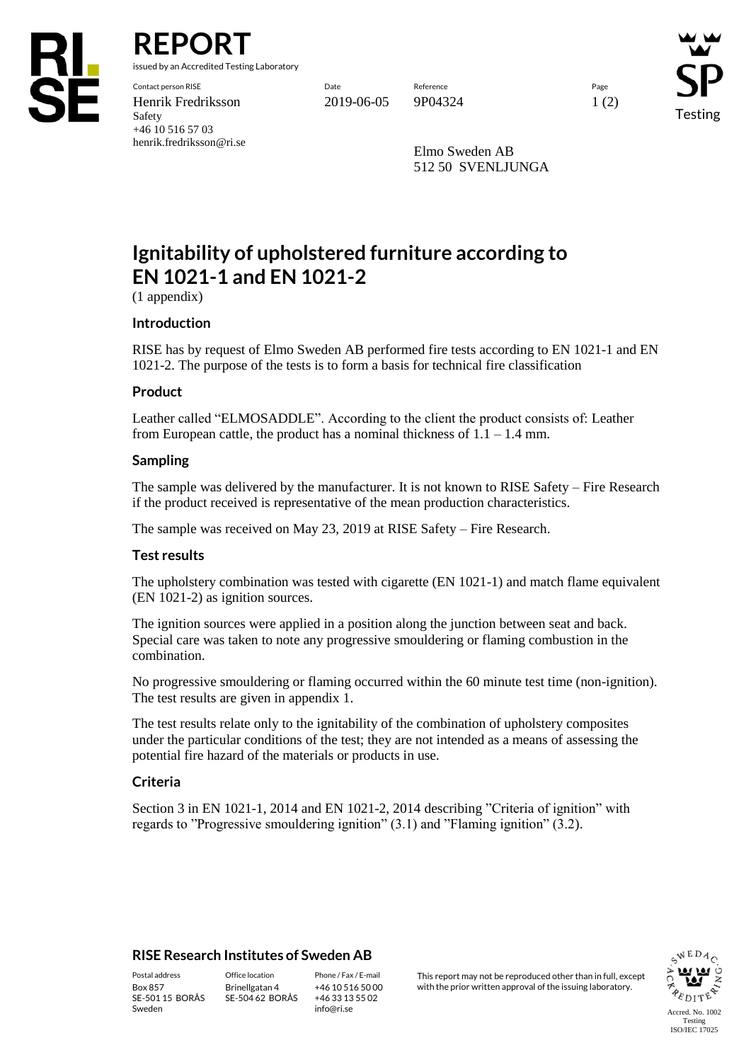# REPORT

issued by an Accredited Testing Laboratory

| Contact person RISE | Date | Reference | Page |
|---|---|---|---|
| Henrik Fredriksson | 2019-06-05 | 9P04324 | 1 (2) |
| Safety | | | |
| +46 10 516 57 03 | | | |
| henrik.fredriksson@ri.se | | | |

Elmo Sweden AB
512 50 SVENLJUNGA

# Ignitability of upholstered furniture according to EN 1021-1 and EN 1021-2

(1 appendix)

## Introduction

RISE has by request of Elmo Sweden AB performed fire tests according to EN 1021-1 and EN 1021-2. The purpose of the tests is to form a basis for technical fire classification

## Product

Leather called "ELMOSADDLE". According to the client the product consists of: Leather from European cattle, the product has a nominal thickness of 1.1 – 1.4 mm.

## Sampling

The sample was delivered by the manufacturer. It is not known to RISE Safety – Fire Research if the product received is representative of the mean production characteristics.

The sample was received on May 23, 2019 at RISE Safety – Fire Research.

## Test results

The upholstery combination was tested with cigarette (EN 1021-1) and match flame equivalent (EN 1021-2) as ignition sources.

The ignition sources were applied in a position along the junction between seat and back. Special care was taken to note any progressive smouldering or flaming combustion in the combination.

No progressive smouldering or flaming occurred within the 60 minute test time (non-ignition). The test results are given in appendix 1.

The test results relate only to the ignitability of the combination of upholstery composites under the particular conditions of the test; they are not intended as a means of assessing the potential fire hazard of the materials or products in use.

## Criteria

Section 3 in EN 1021-1, 2014 and EN 1021-2, 2014 describing "Criteria of ignition" with regards to "Progressive smouldering ignition" (3.1) and "Flaming ignition" (3.2).

**RISE Research Institutes of Sweden AB**

| Postal address | Office location | Phone / Fax / E-mail |
|---|---|---|
| Box 857 | Brinellgatan 4 | +46 10 516 50 00 |
| SE-501 15 BORÅS | SE-504 62 BORÅS | +46 33 13 55 02 |
| Sweden | | info@ri.se |

This report may not be reproduced other than in full, except with the prior written approval of the issuing laboratory.

Accred. No. 1002 Testing ISO/IEC 17025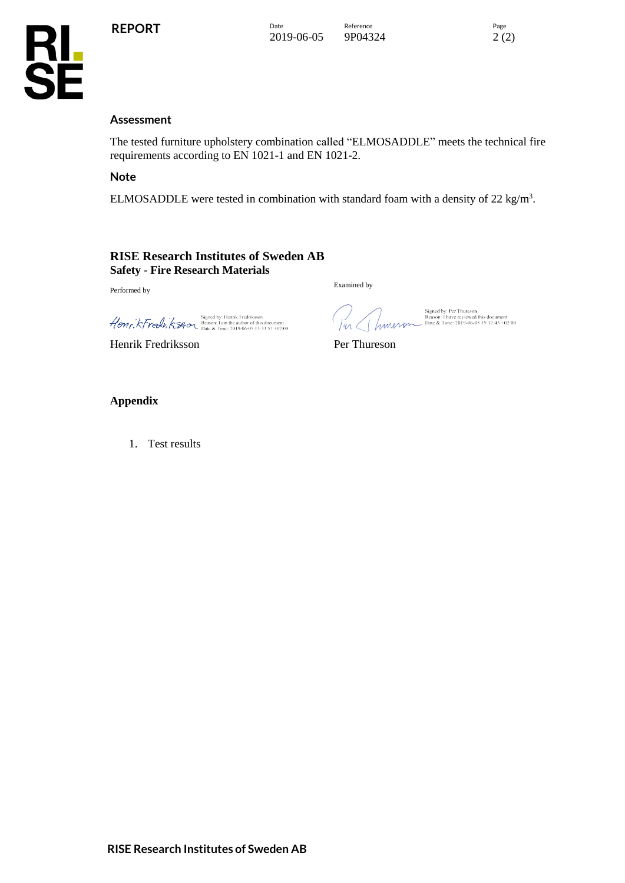## Assessment

The tested furniture upholstery combination called "ELMOSADDLE" meets the technical fire requirements according to EN 1021-1 and EN 1021-2.

## Note

ELMOSADDLE were tested in combination with standard foam with a density of 22 $kg/m^3$.

**RISE Research Institutes of Sweden AB**
**Safety - Fire Research Materials**

| Performed by | Examined by |
|---|---|
| Signed by: Henrik Fredriksson<br>Reason: I am the author of this document<br>Date & Time: 2019-06-05 15:33:57 +02:00 | Signed by: Per Thureson<br>Reason: I have reviewed this document<br>Date & Time: 2019-06-05 15:17:43 +02:00 |
| Henrik Fredriksson | Per Thureson |

## Appendix

1. Test results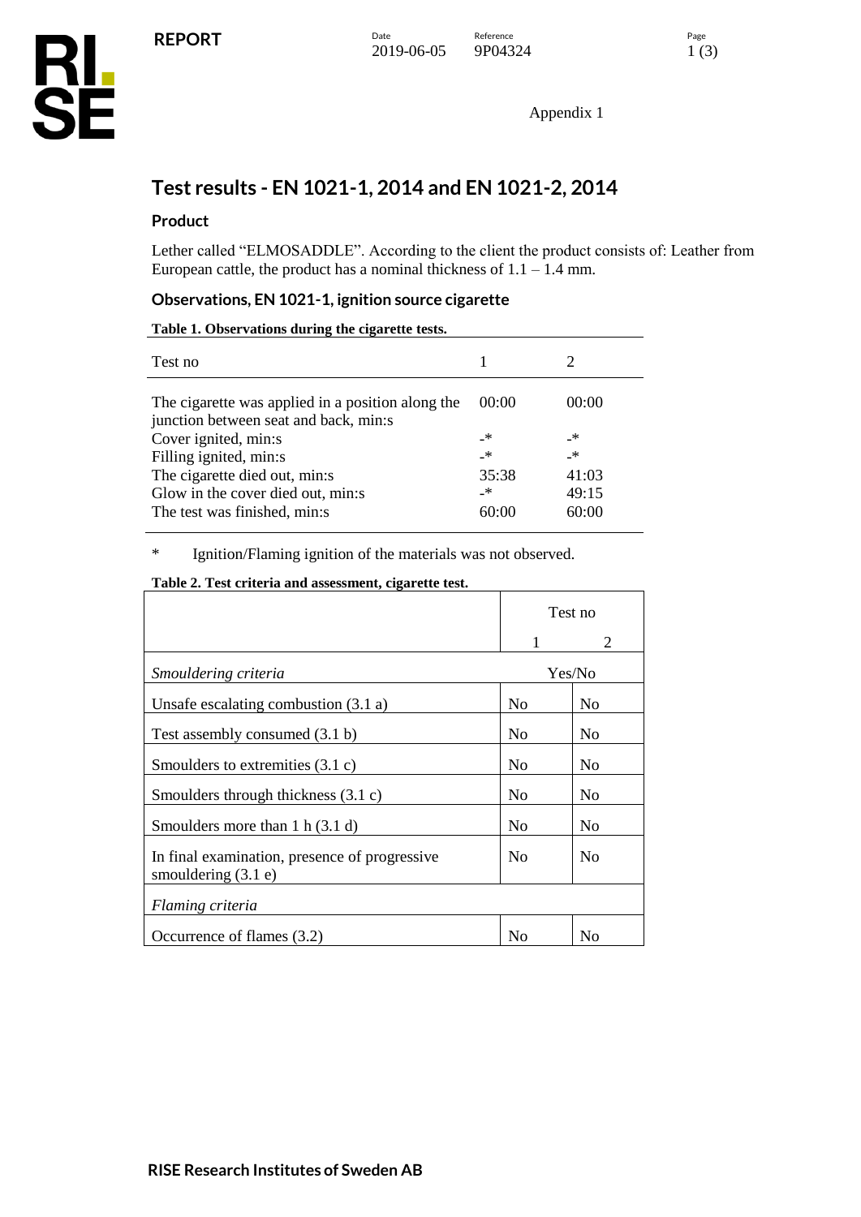Appendix 1

# Test results - EN 1021-1, 2014 and EN 1021-2, 2014

## Product

Lether called "ELMOSADDLE". According to the client the product consists of: Leather from European cattle, the product has a nominal thickness of 1.1 – 1.4 mm.

## Observations, EN 1021-1, ignition source cigarette

**Table 1. Observations during the cigarette tests.**

| Test no | 1 | 2 |
|---|---|---|
| The cigarette was applied in a position along the junction between seat and back, min:s | 00:00 | 00:00 |
| Cover ignited, min:s | -* | -* |
| Filling ignited, min:s | -* | -* |
| The cigarette died out, min:s | 35:38 | 41:03 |
| Glow in the cover died out, min:s | -* | 49:15 |
| The test was finished, min:s | 60:00 | 60:00 |

\* Ignition/Flaming ignition of the materials was not observed.

**Table 2. Test criteria and assessment, cigarette test.**

| | Test no | |
|---|---|---|
| | 1 | 2 |
| *Smouldering criteria* | Yes/No | |
| Unsafe escalating combustion (3.1 a) | No | No |
| Test assembly consumed (3.1 b) | No | No |
| Smoulders to extremities (3.1 c) | No | No |
| Smoulders through thickness (3.1 c) | No | No |
| Smoulders more than 1 h (3.1 d) | No | No |
| In final examination, presence of progressive smouldering (3.1 e) | No | No |
| *Flaming criteria* | | |
| Occurrence of flames (3.2) | No | No |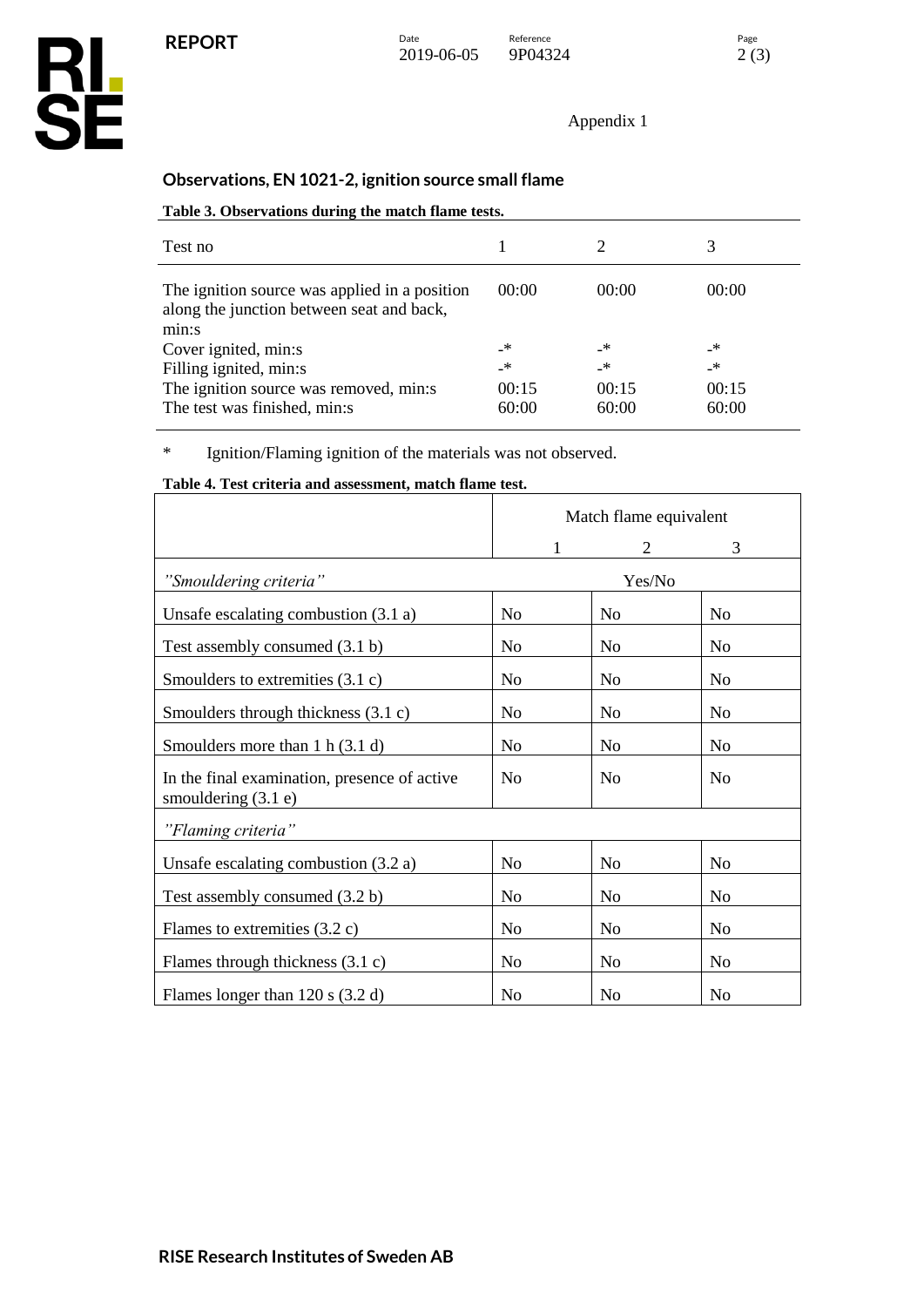Appendix 1

## Observations, EN 1021-2, ignition source small flame

**Table 3. Observations during the match flame tests.**

| Test no | 1 | 2 | 3 |
|---|---|---|---|
| The ignition source was applied in a position along the junction between seat and back, min:s | 00:00 | 00:00 | 00:00 |
| Cover ignited, min:s | -* | -* | -* |
| Filling ignited, min:s | -* | -* | -* |
| The ignition source was removed, min:s | 00:15 | 00:15 | 00:15 |
| The test was finished, min:s | 60:00 | 60:00 | 60:00 |

\* Ignition/Flaming ignition of the materials was not observed.

**Table 4. Test criteria and assessment, match flame test.**

| | Match flame equivalent | | |
|---|---|---|---|
| | 1 | 2 | 3 |
| *"Smouldering criteria"* | Yes/No | | |
| Unsafe escalating combustion (3.1 a) | No | No | No |
| Test assembly consumed (3.1 b) | No | No | No |
| Smoulders to extremities (3.1 c) | No | No | No |
| Smoulders through thickness (3.1 c) | No | No | No |
| Smoulders more than 1 h (3.1 d) | No | No | No |
| In the final examination, presence of active smouldering (3.1 e) | No | No | No |
| *"Flaming criteria"* | | | |
| Unsafe escalating combustion (3.2 a) | No | No | No |
| Test assembly consumed (3.2 b) | No | No | No |
| Flames to extremities (3.2 c) | No | No | No |
| Flames through thickness (3.1 c) | No | No | No |
| Flames longer than 120 s (3.2 d) | No | No | No |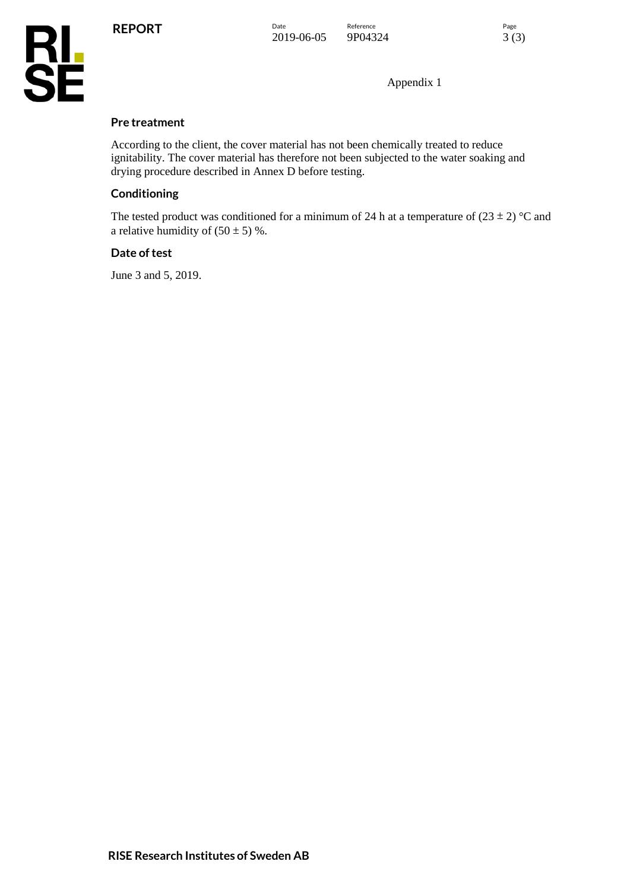Appendix 1

## Pre treatment

According to the client, the cover material has not been chemically treated to reduce ignitability. The cover material has therefore not been subjected to the water soaking and drying procedure described in Annex D before testing.

## Conditioning

The tested product was conditioned for a minimum of 24 h at a temperature of $(23 \pm 2)$ °C and a relative humidity of $(50 \pm 5)$ %.

## Date of test

June 3 and 5, 2019.